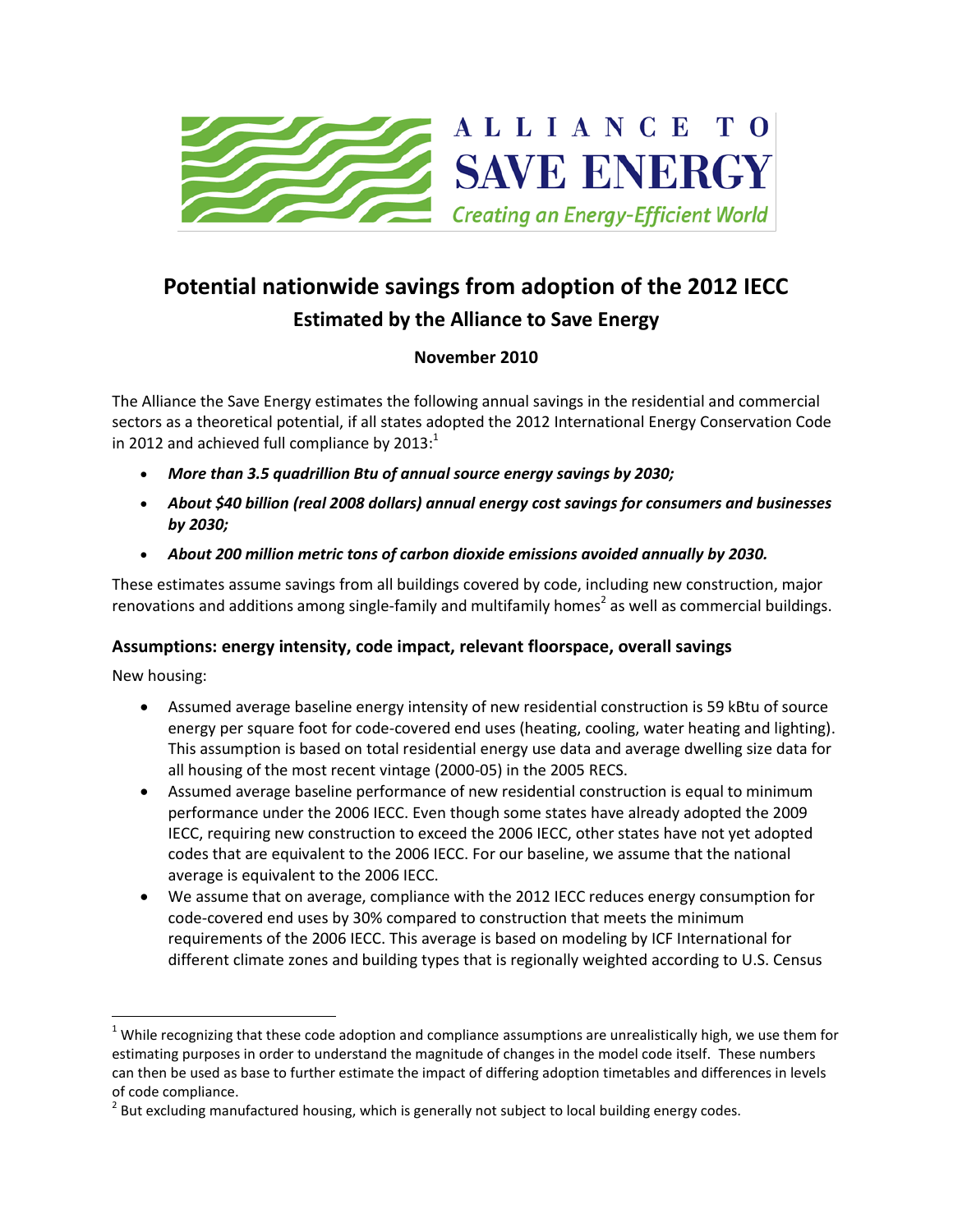ALLIANCE TO SAVE ENERGY

*Creating an Energy-Efficient World*

# Potential nationwide savings from adoption of the 2012 IECC

## Estimated by the Alliance to Save Energy

**November 2010**

The Alliance the Save Energy estimates the following annual savings in the residential and commercial sectors as a theoretical potential, if all states adopted the 2012 International Energy Conservation Code in 2012 and achieved full compliance by 2013:[1]

- ***More than 3.5 quadrillion Btu of annual source energy savings by 2030;***
- ***About $40 billion (real 2008 dollars) annual energy cost savings for consumers and businesses by 2030;***
- ***About 200 million metric tons of carbon dioxide emissions avoided annually by 2030.***

These estimates assume savings from all buildings covered by code, including new construction, major renovations and additions among single-family and multifamily homes[2] as well as commercial buildings.

### Assumptions: energy intensity, code impact, relevant floorspace, overall savings

New housing:

- Assumed average baseline energy intensity of new residential construction is 59 kBtu of source energy per square foot for code-covered end uses (heating, cooling, water heating and lighting). This assumption is based on total residential energy use data and average dwelling size data for all housing of the most recent vintage (2000-05) in the 2005 RECS.
- Assumed average baseline performance of new residential construction is equal to minimum performance under the 2006 IECC. Even though some states have already adopted the 2009 IECC, requiring new construction to exceed the 2006 IECC, other states have not yet adopted codes that are equivalent to the 2006 IECC. For our baseline, we assume that the national average is equivalent to the 2006 IECC.
- We assume that on average, compliance with the 2012 IECC reduces energy consumption for code-covered end uses by 30% compared to construction that meets the minimum requirements of the 2006 IECC. This average is based on modeling by ICF International for different climate zones and building types that is regionally weighted according to U.S. Census

[1] While recognizing that these code adoption and compliance assumptions are unrealistically high, we use them for estimating purposes in order to understand the magnitude of changes in the model code itself. These numbers can then be used as base to further estimate the impact of differing adoption timetables and differences in levels of code compliance.

[2] But excluding manufactured housing, which is generally not subject to local building energy codes.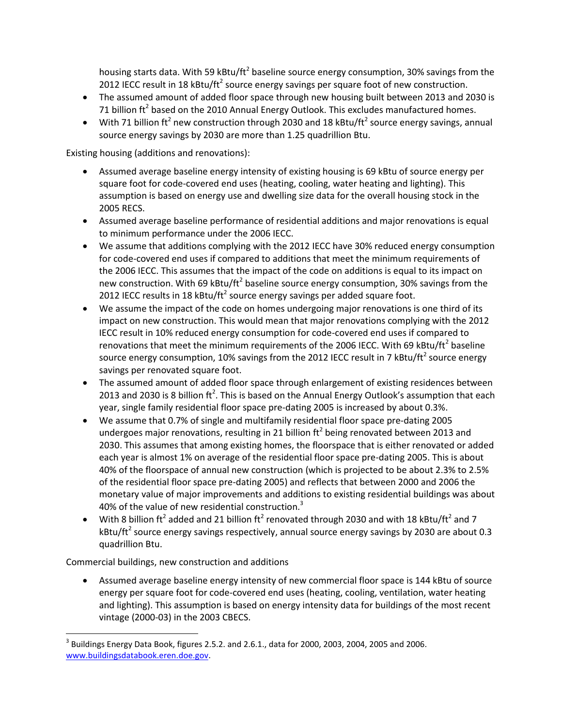housing starts data. With 59 kBtu/ft$^2$ baseline source energy consumption, 30% savings from the 2012 IECC result in 18 kBtu/ft$^2$ source energy savings per square foot of new construction.

- The assumed amount of added floor space through new housing built between 2013 and 2030 is 71 billion ft$^2$ based on the 2010 Annual Energy Outlook. This excludes manufactured homes.
- With 71 billion ft$^2$ new construction through 2030 and 18 kBtu/ft$^2$ source energy savings, annual source energy savings by 2030 are more than 1.25 quadrillion Btu.

Existing housing (additions and renovations):

- Assumed average baseline energy intensity of existing housing is 69 kBtu of source energy per square foot for code-covered end uses (heating, cooling, water heating and lighting). This assumption is based on energy use and dwelling size data for the overall housing stock in the 2005 RECS.
- Assumed average baseline performance of residential additions and major renovations is equal to minimum performance under the 2006 IECC.
- We assume that additions complying with the 2012 IECC have 30% reduced energy consumption for code-covered end uses if compared to additions that meet the minimum requirements of the 2006 IECC. This assumes that the impact of the code on additions is equal to its impact on new construction. With 69 kBtu/ft$^2$ baseline source energy consumption, 30% savings from the 2012 IECC results in 18 kBtu/ft$^2$ source energy savings per added square foot.
- We assume the impact of the code on homes undergoing major renovations is one third of its impact on new construction. This would mean that major renovations complying with the 2012 IECC result in 10% reduced energy consumption for code-covered end uses if compared to renovations that meet the minimum requirements of the 2006 IECC. With 69 kBtu/ft$^2$ baseline source energy consumption, 10% savings from the 2012 IECC result in 7 kBtu/ft$^2$ source energy savings per renovated square foot.
- The assumed amount of added floor space through enlargement of existing residences between 2013 and 2030 is 8 billion ft$^2$. This is based on the Annual Energy Outlook's assumption that each year, single family residential floor space pre-dating 2005 is increased by about 0.3%.
- We assume that 0.7% of single and multifamily residential floor space pre-dating 2005 undergoes major renovations, resulting in 21 billion ft$^2$ being renovated between 2013 and 2030. This assumes that among existing homes, the floorspace that is either renovated or added each year is almost 1% on average of the residential floor space pre-dating 2005. This is about 40% of the floorspace of annual new construction (which is projected to be about 2.3% to 2.5% of the residential floor space pre-dating 2005) and reflects that between 2000 and 2006 the monetary value of major improvements and additions to existing residential buildings was about 40% of the value of new residential construction.[3]
- With 8 billion ft$^2$ added and 21 billion ft$^2$ renovated through 2030 and with 18 kBtu/ft$^2$ and 7 kBtu/ft$^2$ source energy savings respectively, annual source energy savings by 2030 are about 0.3 quadrillion Btu.

Commercial buildings, new construction and additions

- Assumed average baseline energy intensity of new commercial floor space is 144 kBtu of source energy per square foot for code-covered end uses (heating, cooling, ventilation, water heating and lighting). This assumption is based on energy intensity data for buildings of the most recent vintage (2000-03) in the 2003 CBECS.

[3] Buildings Energy Data Book, figures 2.5.2. and 2.6.1., data for 2000, 2003, 2004, 2005 and 2006. www.buildingsdatabook.eren.doe.gov.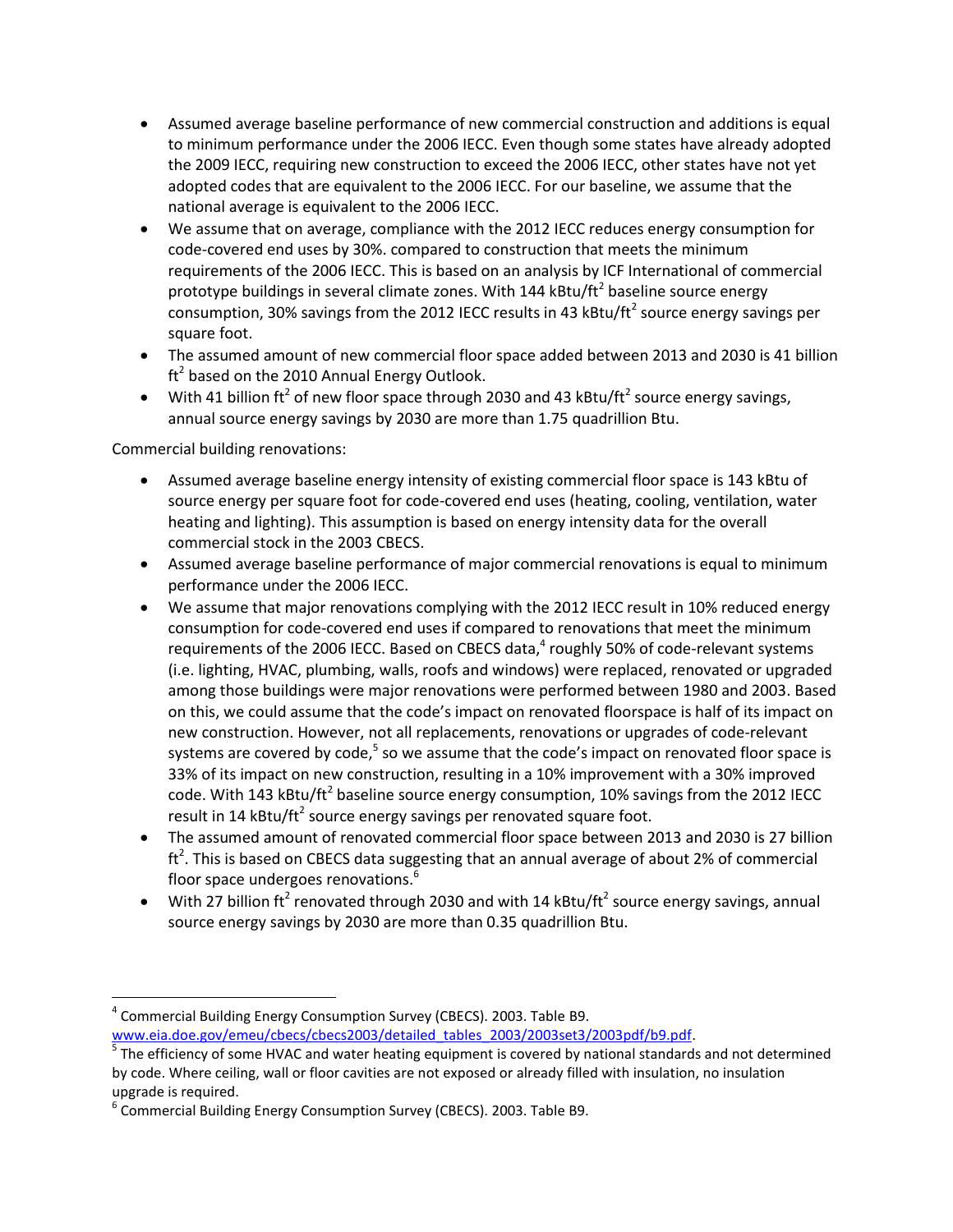- Assumed average baseline performance of new commercial construction and additions is equal to minimum performance under the 2006 IECC. Even though some states have already adopted the 2009 IECC, requiring new construction to exceed the 2006 IECC, other states have not yet adopted codes that are equivalent to the 2006 IECC. For our baseline, we assume that the national average is equivalent to the 2006 IECC.
- We assume that on average, compliance with the 2012 IECC reduces energy consumption for code-covered end uses by 30%. compared to construction that meets the minimum requirements of the 2006 IECC. This is based on an analysis by ICF International of commercial prototype buildings in several climate zones. With 144 kBtu/ft$^2$ baseline source energy consumption, 30% savings from the 2012 IECC results in 43 kBtu/ft$^2$ source energy savings per square foot.
- The assumed amount of new commercial floor space added between 2013 and 2030 is 41 billion ft$^2$ based on the 2010 Annual Energy Outlook.
- With 41 billion ft$^2$ of new floor space through 2030 and 43 kBtu/ft$^2$ source energy savings, annual source energy savings by 2030 are more than 1.75 quadrillion Btu.

Commercial building renovations:

- Assumed average baseline energy intensity of existing commercial floor space is 143 kBtu of source energy per square foot for code-covered end uses (heating, cooling, ventilation, water heating and lighting). This assumption is based on energy intensity data for the overall commercial stock in the 2003 CBECS.
- Assumed average baseline performance of major commercial renovations is equal to minimum performance under the 2006 IECC.
- We assume that major renovations complying with the 2012 IECC result in 10% reduced energy consumption for code-covered end uses if compared to renovations that meet the minimum requirements of the 2006 IECC. Based on CBECS data,[4] roughly 50% of code-relevant systems (i.e. lighting, HVAC, plumbing, walls, roofs and windows) were replaced, renovated or upgraded among those buildings were major renovations were performed between 1980 and 2003. Based on this, we could assume that the code's impact on renovated floorspace is half of its impact on new construction. However, not all replacements, renovations or upgrades of code-relevant systems are covered by code,[5] so we assume that the code's impact on renovated floor space is 33% of its impact on new construction, resulting in a 10% improvement with a 30% improved code. With 143 kBtu/ft$^2$ baseline source energy consumption, 10% savings from the 2012 IECC result in 14 kBtu/ft$^2$ source energy savings per renovated square foot.
- The assumed amount of renovated commercial floor space between 2013 and 2030 is 27 billion ft$^2$. This is based on CBECS data suggesting that an annual average of about 2% of commercial floor space undergoes renovations.[6]
- With 27 billion ft$^2$ renovated through 2030 and with 14 kBtu/ft$^2$ source energy savings, annual source energy savings by 2030 are more than 0.35 quadrillion Btu.

---

[4] Commercial Building Energy Consumption Survey (CBECS). 2003. Table B9. www.eia.doe.gov/emeu/cbecs/cbecs2003/detailed_tables_2003/2003set3/2003pdf/b9.pdf.

[5] The efficiency of some HVAC and water heating equipment is covered by national standards and not determined by code. Where ceiling, wall or floor cavities are not exposed or already filled with insulation, no insulation upgrade is required.

[6] Commercial Building Energy Consumption Survey (CBECS). 2003. Table B9.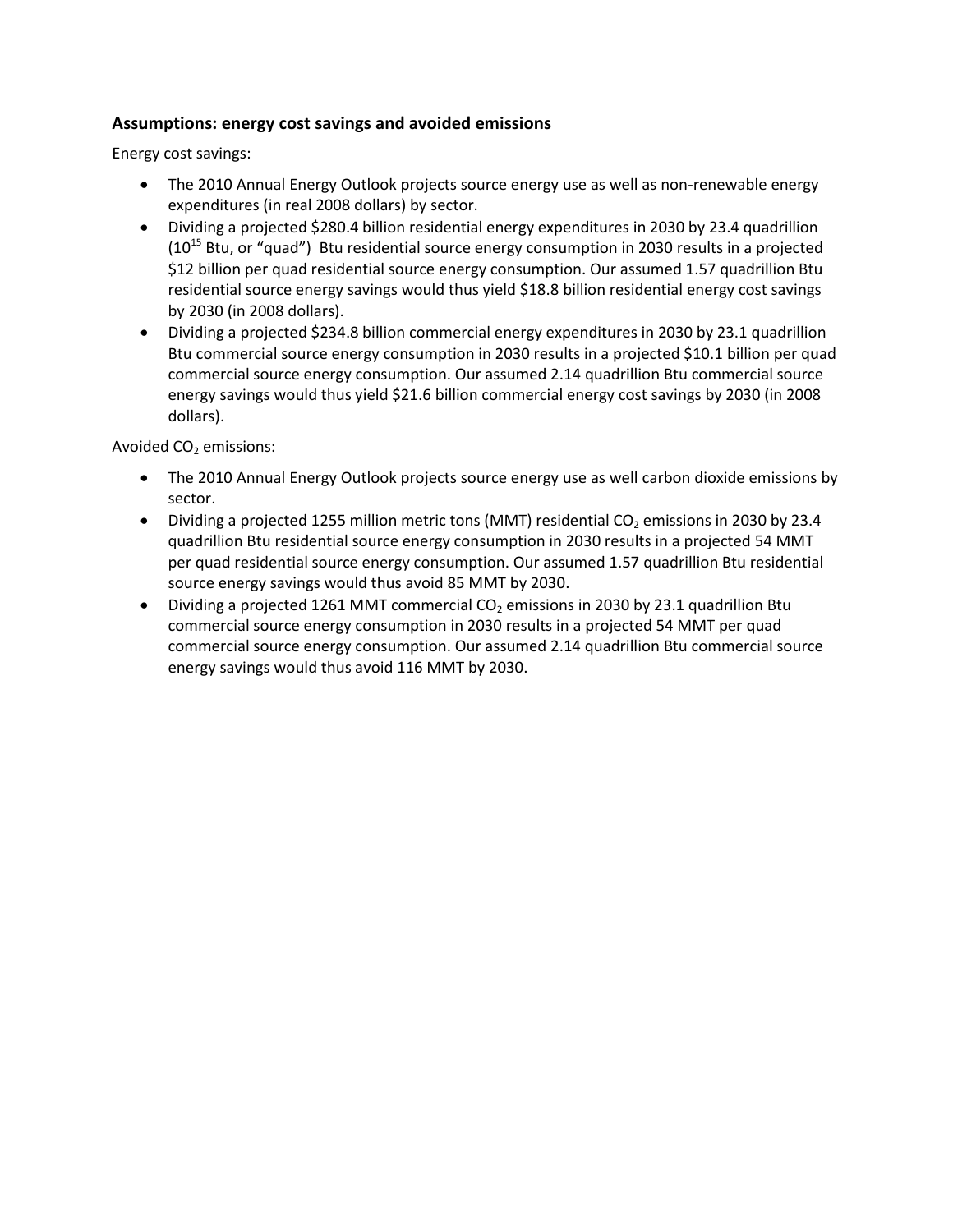### Assumptions: energy cost savings and avoided emissions

Energy cost savings:

- The 2010 Annual Energy Outlook projects source energy use as well as non-renewable energy expenditures (in real 2008 dollars) by sector.
- Dividing a projected $280.4 billion residential energy expenditures in 2030 by 23.4 quadrillion ($10^{15}$ Btu, or "quad") Btu residential source energy consumption in 2030 results in a projected $12 billion per quad residential source energy consumption. Our assumed 1.57 quadrillion Btu residential source energy savings would thus yield $18.8 billion residential energy cost savings by 2030 (in 2008 dollars).
- Dividing a projected $234.8 billion commercial energy expenditures in 2030 by 23.1 quadrillion Btu commercial source energy consumption in 2030 results in a projected $10.1 billion per quad commercial source energy consumption. Our assumed 2.14 quadrillion Btu commercial source energy savings would thus yield $21.6 billion commercial energy cost savings by 2030 (in 2008 dollars).

Avoided $CO_2$ emissions:

- The 2010 Annual Energy Outlook projects source energy use as well carbon dioxide emissions by sector.
- Dividing a projected 1255 million metric tons (MMT) residential $CO_2$ emissions in 2030 by 23.4 quadrillion Btu residential source energy consumption in 2030 results in a projected 54 MMT per quad residential source energy consumption. Our assumed 1.57 quadrillion Btu residential source energy savings would thus avoid 85 MMT by 2030.
- Dividing a projected 1261 MMT commercial $CO_2$ emissions in 2030 by 23.1 quadrillion Btu commercial source energy consumption in 2030 results in a projected 54 MMT per quad commercial source energy consumption. Our assumed 2.14 quadrillion Btu commercial source energy savings would thus avoid 116 MMT by 2030.